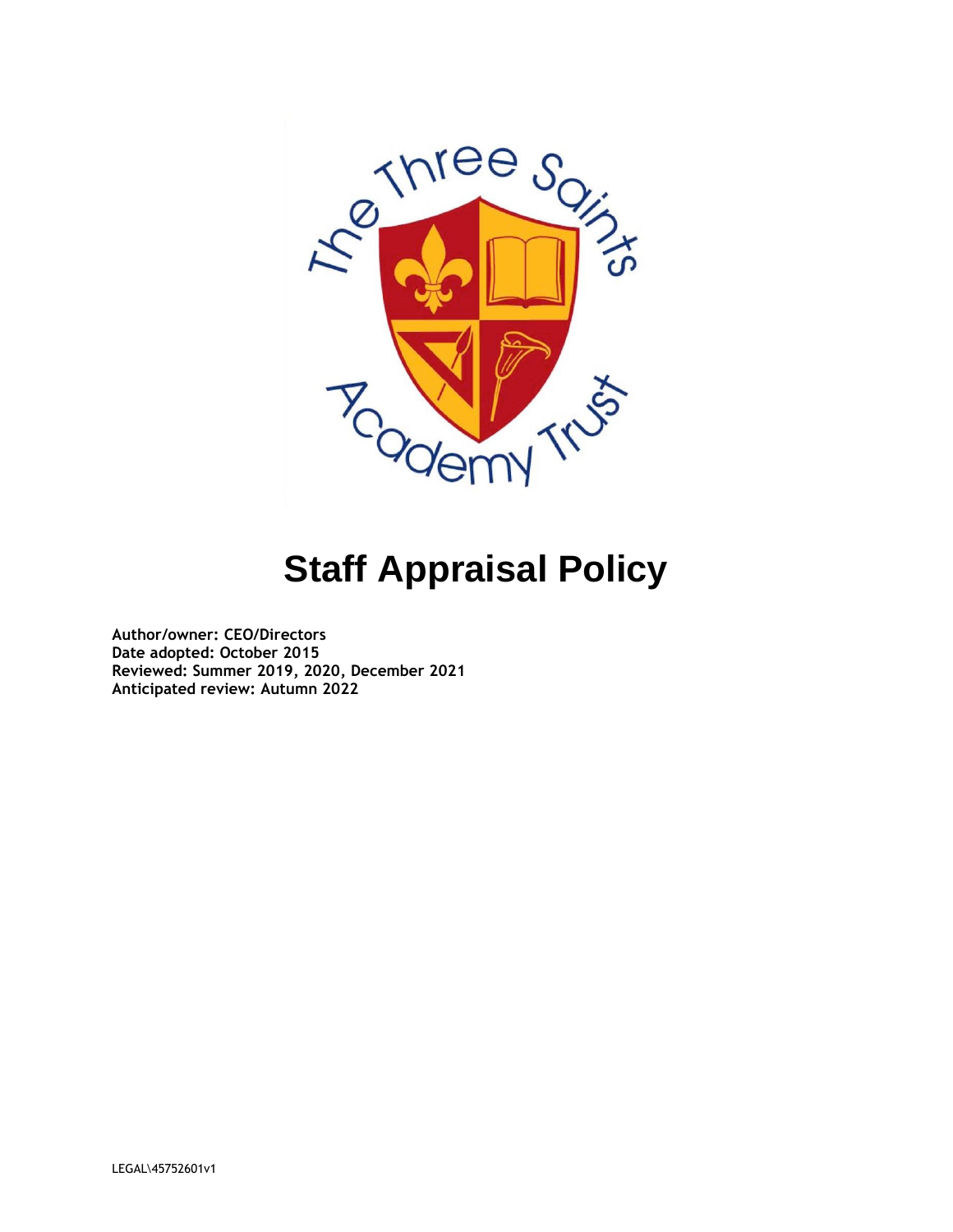# Staff Appraisal Policy

**Author/owner: CEO/Directors**
**Date adopted: October 2015**
**Reviewed: Summer 2019, 2020, December 2021**
**Anticipated review: Autumn 2022**

LEGAL\45752601v1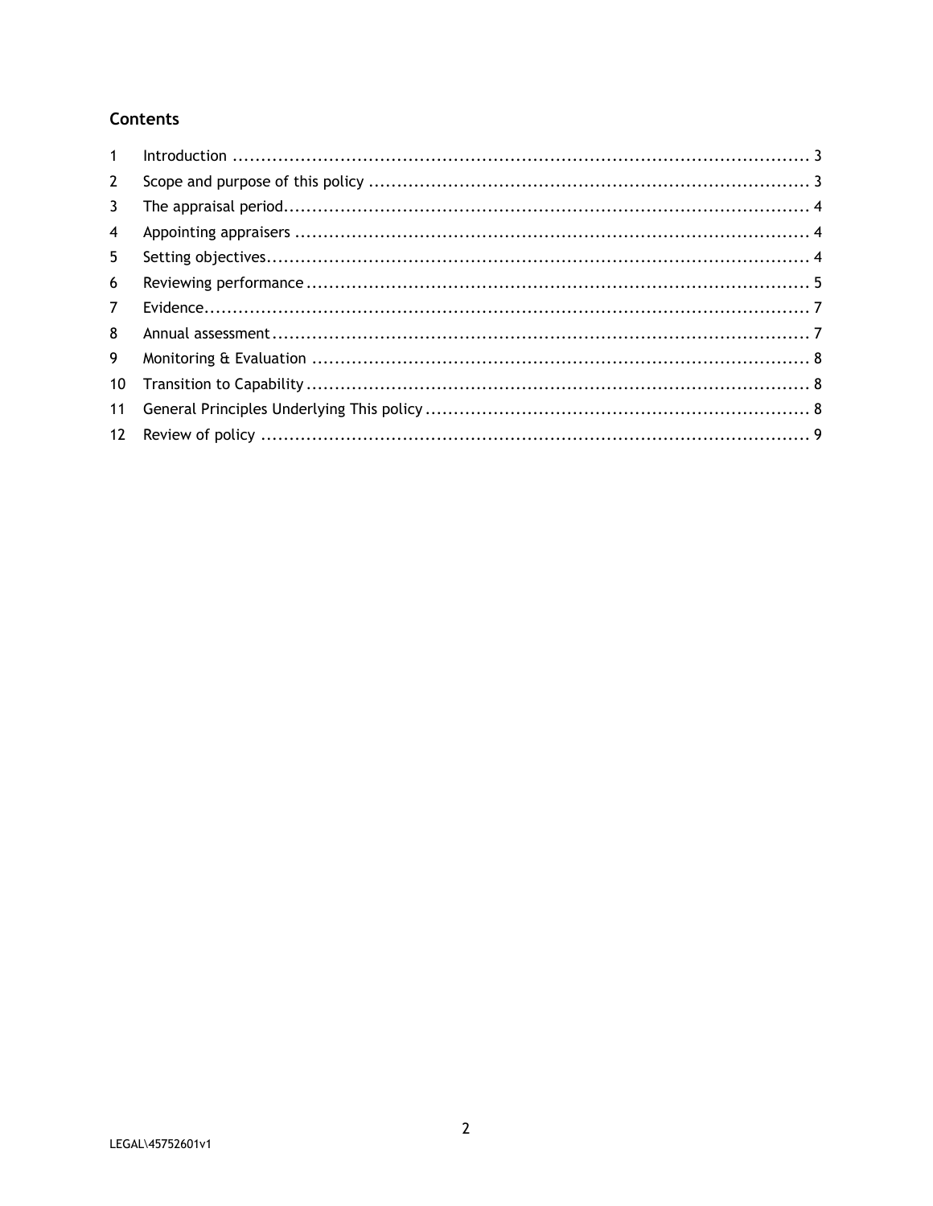## Contents

1 Introduction ........................................................................................................ 3
2 Scope and purpose of this policy ............................................................................ 3
3 The appraisal period............................................................................................ 4
4 Appointing appraisers .......................................................................................... 4
5 Setting objectives................................................................................................ 4
6 Reviewing performance ........................................................................................ 5
7 Evidence............................................................................................................ 7
8 Annual assessment ............................................................................................... 7
9 Monitoring & Evaluation ....................................................................................... 8
10 Transition to Capability ........................................................................................ 8
11 General Principles Underlying This policy .................................................................. 8
12 Review of policy .................................................................................................. 9

LEGAL\45752601v1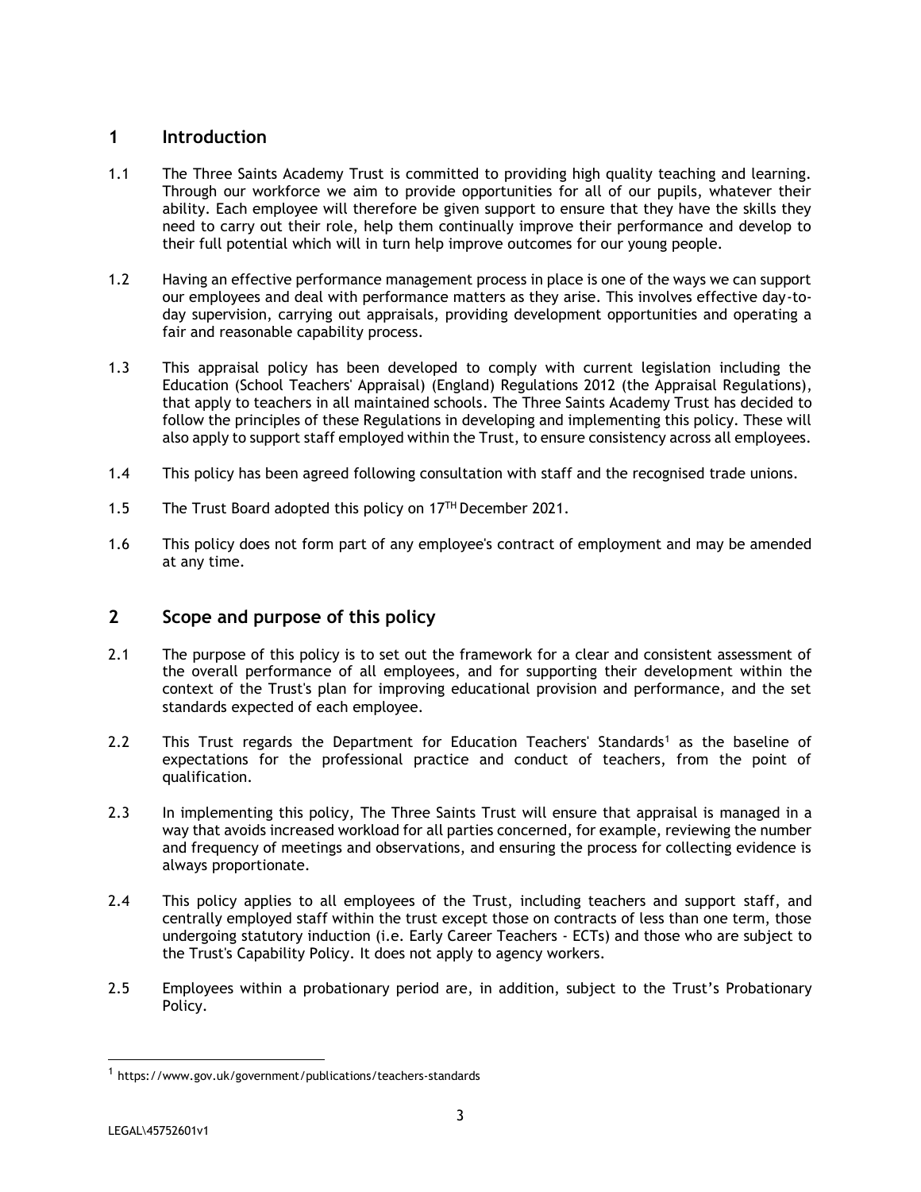## 1 Introduction

1.1 The Three Saints Academy Trust is committed to providing high quality teaching and learning. Through our workforce we aim to provide opportunities for all of our pupils, whatever their ability. Each employee will therefore be given support to ensure that they have the skills they need to carry out their role, help them continually improve their performance and develop to their full potential which will in turn help improve outcomes for our young people.

1.2 Having an effective performance management process in place is one of the ways we can support our employees and deal with performance matters as they arise. This involves effective day-to-day supervision, carrying out appraisals, providing development opportunities and operating a fair and reasonable capability process.

1.3 This appraisal policy has been developed to comply with current legislation including the Education (School Teachers' Appraisal) (England) Regulations 2012 (the Appraisal Regulations), that apply to teachers in all maintained schools. The Three Saints Academy Trust has decided to follow the principles of these Regulations in developing and implementing this policy. These will also apply to support staff employed within the Trust, to ensure consistency across all employees.

1.4 This policy has been agreed following consultation with staff and the recognised trade unions.

1.5 The Trust Board adopted this policy on 17TH December 2021.

1.6 This policy does not form part of any employee's contract of employment and may be amended at any time.

## 2 Scope and purpose of this policy

2.1 The purpose of this policy is to set out the framework for a clear and consistent assessment of the overall performance of all employees, and for supporting their development within the context of the Trust's plan for improving educational provision and performance, and the set standards expected of each employee.

2.2 This Trust regards the Department for Education Teachers' Standards[1] as the baseline of expectations for the professional practice and conduct of teachers, from the point of qualification.

2.3 In implementing this policy, The Three Saints Trust will ensure that appraisal is managed in a way that avoids increased workload for all parties concerned, for example, reviewing the number and frequency of meetings and observations, and ensuring the process for collecting evidence is always proportionate.

2.4 This policy applies to all employees of the Trust, including teachers and support staff, and centrally employed staff within the trust except those on contracts of less than one term, those undergoing statutory induction (i.e. Early Career Teachers - ECTs) and those who are subject to the Trust's Capability Policy. It does not apply to agency workers.

2.5 Employees within a probationary period are, in addition, subject to the Trust's Probationary Policy.

---

[1] https://www.gov.uk/government/publications/teachers-standards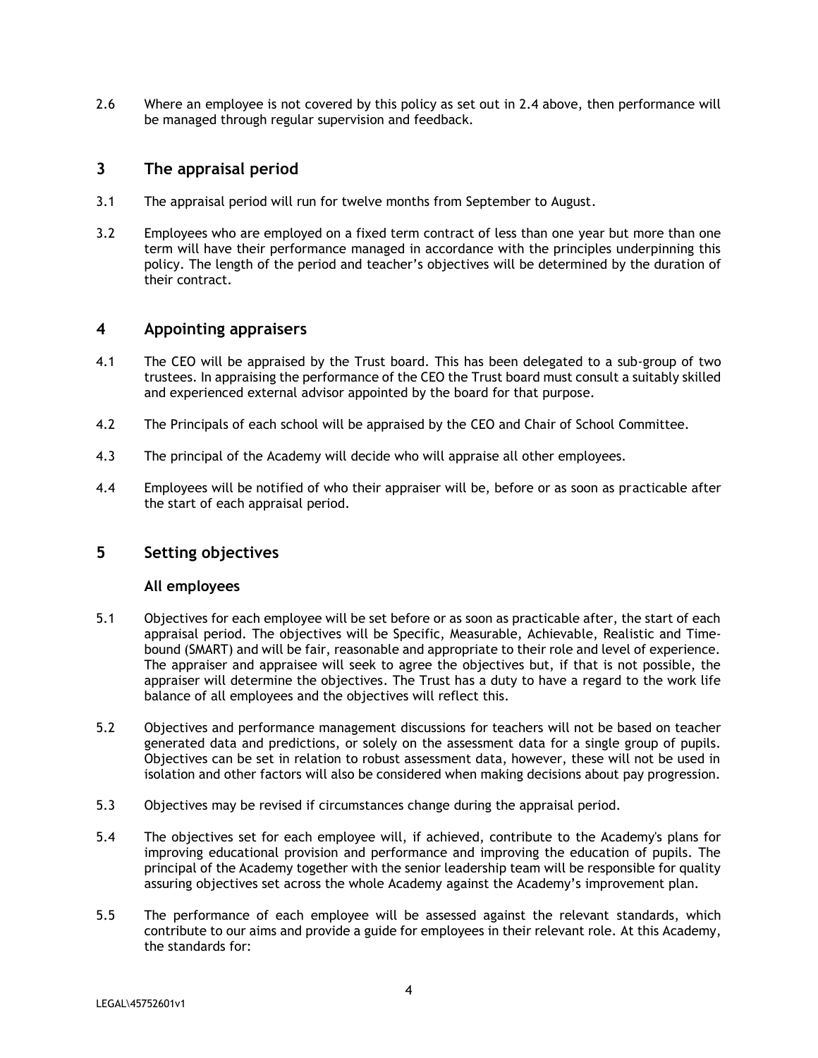2.6 Where an employee is not covered by this policy as set out in 2.4 above, then performance will be managed through regular supervision and feedback.

## 3 The appraisal period

3.1 The appraisal period will run for twelve months from September to August.

3.2 Employees who are employed on a fixed term contract of less than one year but more than one term will have their performance managed in accordance with the principles underpinning this policy. The length of the period and teacher's objectives will be determined by the duration of their contract.

## 4 Appointing appraisers

4.1 The CEO will be appraised by the Trust board. This has been delegated to a sub-group of two trustees. In appraising the performance of the CEO the Trust board must consult a suitably skilled and experienced external advisor appointed by the board for that purpose.

4.2 The Principals of each school will be appraised by the CEO and Chair of School Committee.

4.3 The principal of the Academy will decide who will appraise all other employees.

4.4 Employees will be notified of who their appraiser will be, before or as soon as practicable after the start of each appraisal period.

## 5 Setting objectives

### All employees

5.1 Objectives for each employee will be set before or as soon as practicable after, the start of each appraisal period. The objectives will be Specific, Measurable, Achievable, Realistic and Time-bound (SMART) and will be fair, reasonable and appropriate to their role and level of experience. The appraiser and appraisee will seek to agree the objectives but, if that is not possible, the appraiser will determine the objectives. The Trust has a duty to have a regard to the work life balance of all employees and the objectives will reflect this.

5.2 Objectives and performance management discussions for teachers will not be based on teacher generated data and predictions, or solely on the assessment data for a single group of pupils. Objectives can be set in relation to robust assessment data, however, these will not be used in isolation and other factors will also be considered when making decisions about pay progression.

5.3 Objectives may be revised if circumstances change during the appraisal period.

5.4 The objectives set for each employee will, if achieved, contribute to the Academy's plans for improving educational provision and performance and improving the education of pupils. The principal of the Academy together with the senior leadership team will be responsible for quality assuring objectives set across the whole Academy against the Academy's improvement plan.

5.5 The performance of each employee will be assessed against the relevant standards, which contribute to our aims and provide a guide for employees in their relevant role. At this Academy, the standards for: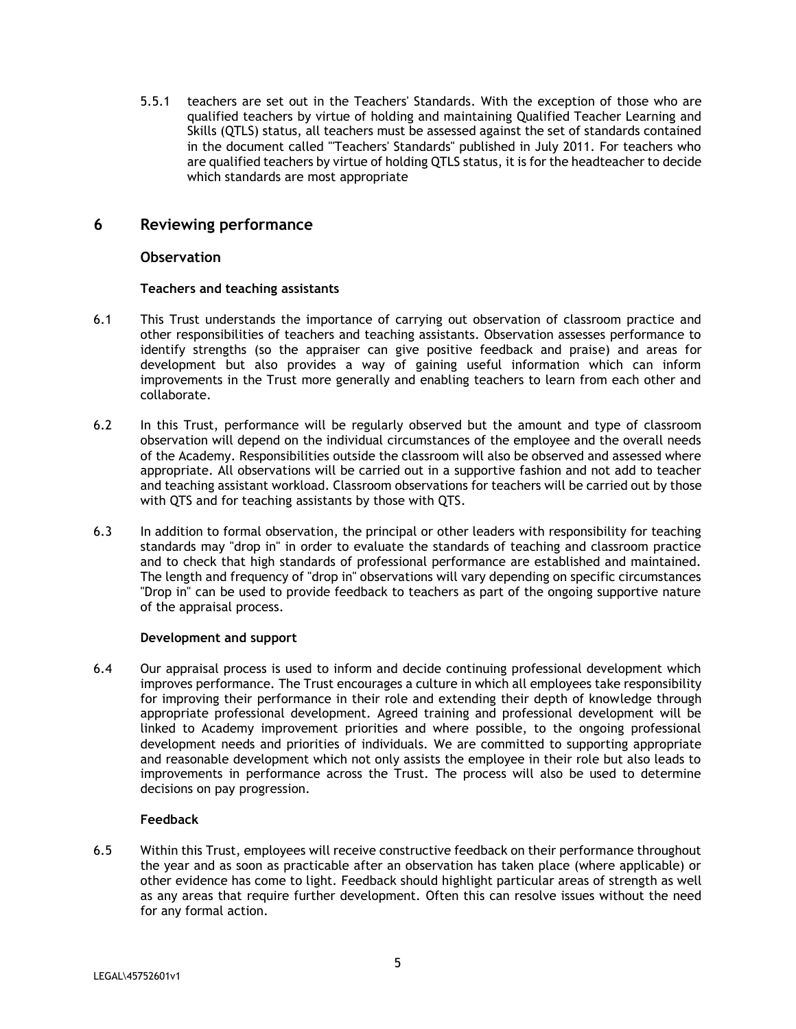5.5.1 teachers are set out in the Teachers' Standards. With the exception of those who are qualified teachers by virtue of holding and maintaining Qualified Teacher Learning and Skills (QTLS) status, all teachers must be assessed against the set of standards contained in the document called "'Teachers' Standards" published in July 2011. For teachers who are qualified teachers by virtue of holding QTLS status, it is for the headteacher to decide which standards are most appropriate

## 6 Reviewing performance

### Observation

#### Teachers and teaching assistants

6.1 This Trust understands the importance of carrying out observation of classroom practice and other responsibilities of teachers and teaching assistants. Observation assesses performance to identify strengths (so the appraiser can give positive feedback and praise) and areas for development but also provides a way of gaining useful information which can inform improvements in the Trust more generally and enabling teachers to learn from each other and collaborate.

6.2 In this Trust, performance will be regularly observed but the amount and type of classroom observation will depend on the individual circumstances of the employee and the overall needs of the Academy. Responsibilities outside the classroom will also be observed and assessed where appropriate. All observations will be carried out in a supportive fashion and not add to teacher and teaching assistant workload. Classroom observations for teachers will be carried out by those with QTS and for teaching assistants by those with QTS.

6.3 In addition to formal observation, the principal or other leaders with responsibility for teaching standards may "drop in" in order to evaluate the standards of teaching and classroom practice and to check that high standards of professional performance are established and maintained. The length and frequency of "drop in" observations will vary depending on specific circumstances "Drop in" can be used to provide feedback to teachers as part of the ongoing supportive nature of the appraisal process.

#### Development and support

6.4 Our appraisal process is used to inform and decide continuing professional development which improves performance. The Trust encourages a culture in which all employees take responsibility for improving their performance in their role and extending their depth of knowledge through appropriate professional development. Agreed training and professional development will be linked to Academy improvement priorities and where possible, to the ongoing professional development needs and priorities of individuals. We are committed to supporting appropriate and reasonable development which not only assists the employee in their role but also leads to improvements in performance across the Trust. The process will also be used to determine decisions on pay progression.

#### Feedback

6.5 Within this Trust, employees will receive constructive feedback on their performance throughout the year and as soon as practicable after an observation has taken place (where applicable) or other evidence has come to light. Feedback should highlight particular areas of strength as well as any areas that require further development. Often this can resolve issues without the need for any formal action.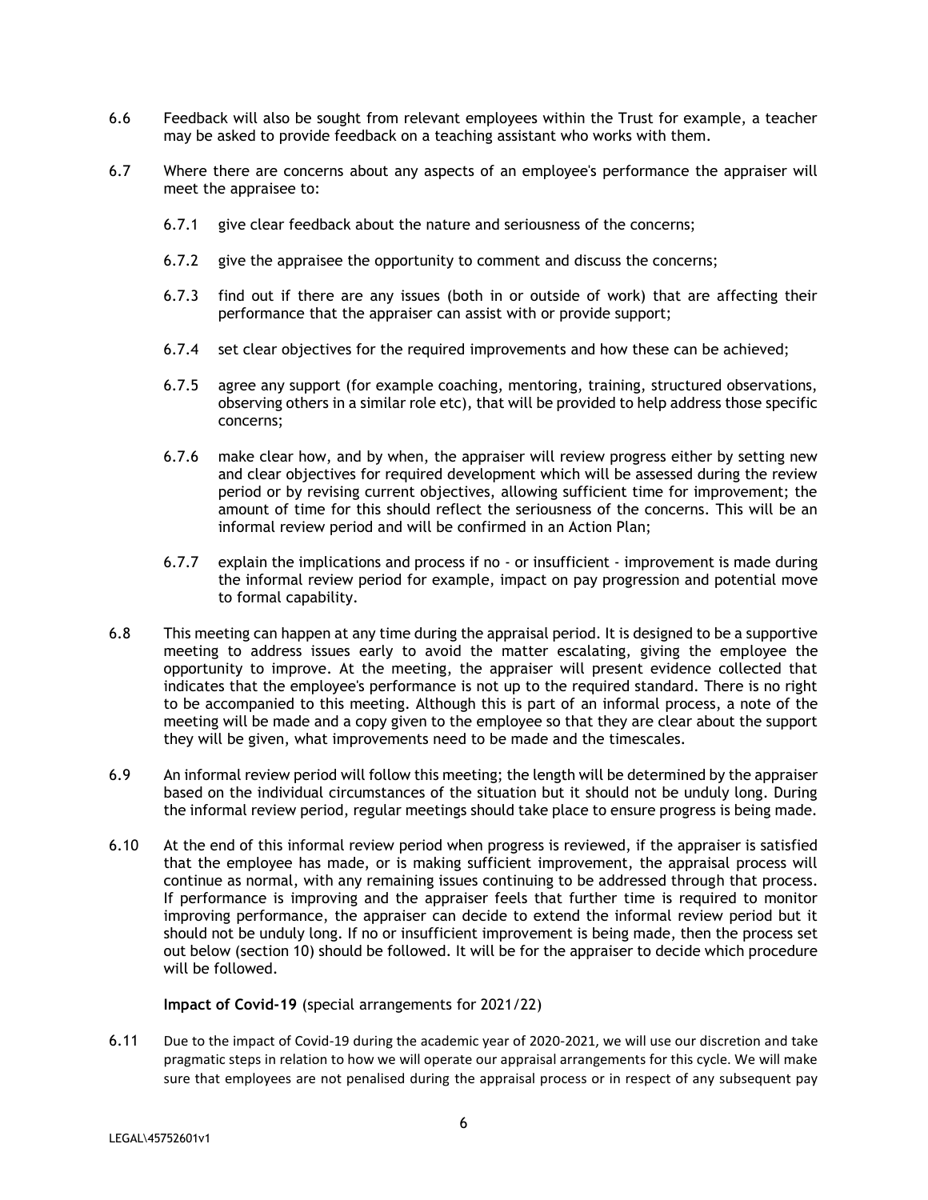6.6 Feedback will also be sought from relevant employees within the Trust for example, a teacher may be asked to provide feedback on a teaching assistant who works with them.

6.7 Where there are concerns about any aspects of an employee's performance the appraiser will meet the appraisee to:

6.7.1 give clear feedback about the nature and seriousness of the concerns;

6.7.2 give the appraisee the opportunity to comment and discuss the concerns;

6.7.3 find out if there are any issues (both in or outside of work) that are affecting their performance that the appraiser can assist with or provide support;

6.7.4 set clear objectives for the required improvements and how these can be achieved;

6.7.5 agree any support (for example coaching, mentoring, training, structured observations, observing others in a similar role etc), that will be provided to help address those specific concerns;

6.7.6 make clear how, and by when, the appraiser will review progress either by setting new and clear objectives for required development which will be assessed during the review period or by revising current objectives, allowing sufficient time for improvement; the amount of time for this should reflect the seriousness of the concerns. This will be an informal review period and will be confirmed in an Action Plan;

6.7.7 explain the implications and process if no - or insufficient - improvement is made during the informal review period for example, impact on pay progression and potential move to formal capability.

6.8 This meeting can happen at any time during the appraisal period. It is designed to be a supportive meeting to address issues early to avoid the matter escalating, giving the employee the opportunity to improve. At the meeting, the appraiser will present evidence collected that indicates that the employee's performance is not up to the required standard. There is no right to be accompanied to this meeting. Although this is part of an informal process, a note of the meeting will be made and a copy given to the employee so that they are clear about the support they will be given, what improvements need to be made and the timescales.

6.9 An informal review period will follow this meeting; the length will be determined by the appraiser based on the individual circumstances of the situation but it should not be unduly long. During the informal review period, regular meetings should take place to ensure progress is being made.

6.10 At the end of this informal review period when progress is reviewed, if the appraiser is satisfied that the employee has made, or is making sufficient improvement, the appraisal process will continue as normal, with any remaining issues continuing to be addressed through that process. If performance is improving and the appraiser feels that further time is required to monitor improving performance, the appraiser can decide to extend the informal review period but it should not be unduly long. If no or insufficient improvement is being made, then the process set out below (section 10) should be followed. It will be for the appraiser to decide which procedure will be followed.

**Impact of Covid-19** (special arrangements for 2021/22)

6.11 Due to the impact of Covid-19 during the academic year of 2020-2021, we will use our discretion and take pragmatic steps in relation to how we will operate our appraisal arrangements for this cycle. We will make sure that employees are not penalised during the appraisal process or in respect of any subsequent pay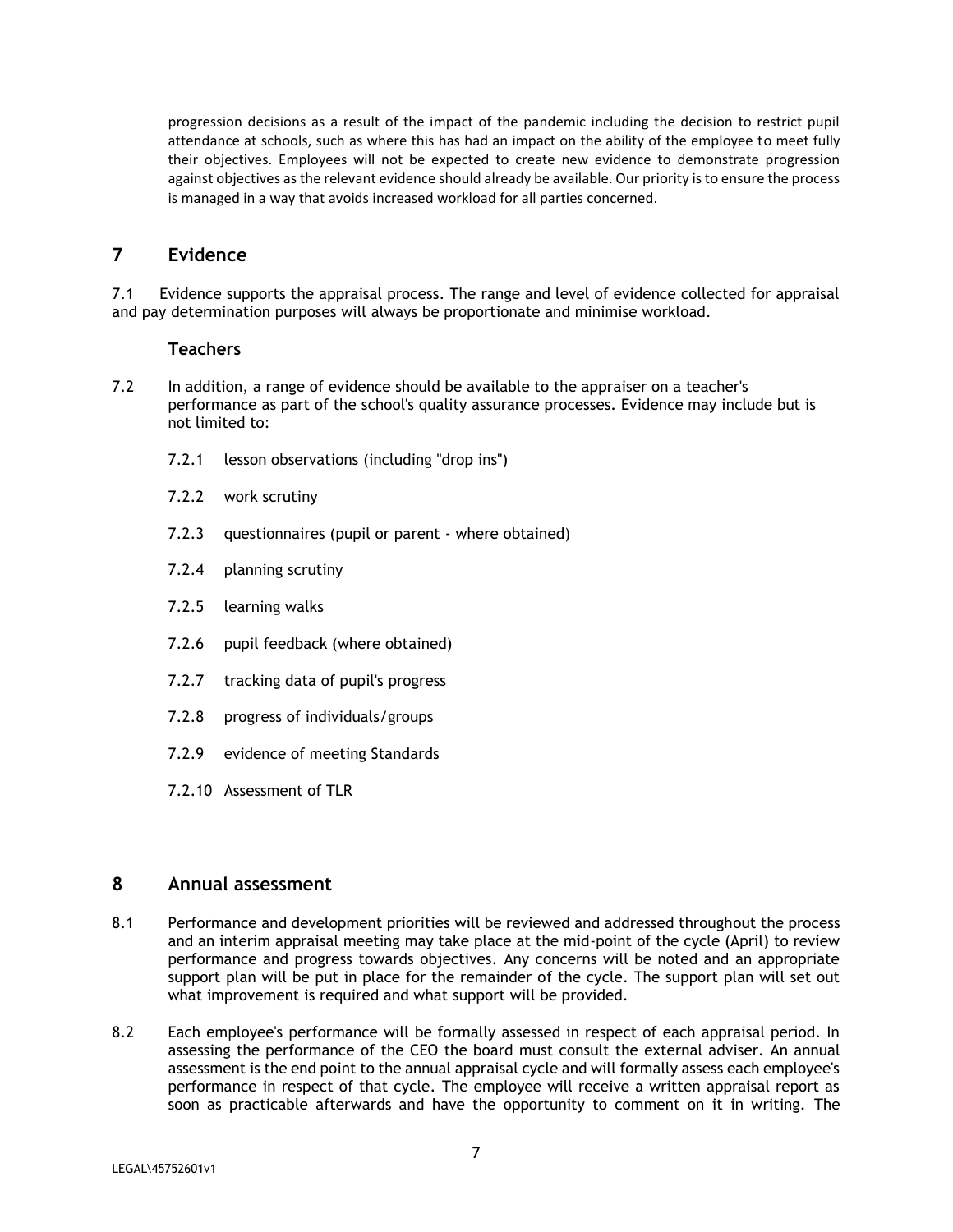progression decisions as a result of the impact of the pandemic including the decision to restrict pupil attendance at schools, such as where this has had an impact on the ability of the employee to meet fully their objectives. Employees will not be expected to create new evidence to demonstrate progression against objectives as the relevant evidence should already be available. Our priority is to ensure the process is managed in a way that avoids increased workload for all parties concerned.

## 7 Evidence

7.1 Evidence supports the appraisal process. The range and level of evidence collected for appraisal and pay determination purposes will always be proportionate and minimise workload.

### Teachers

7.2 In addition, a range of evidence should be available to the appraiser on a teacher's performance as part of the school's quality assurance processes. Evidence may include but is not limited to:

7.2.1 lesson observations (including "drop ins")

7.2.2 work scrutiny

7.2.3 questionnaires (pupil or parent - where obtained)

7.2.4 planning scrutiny

7.2.5 learning walks

7.2.6 pupil feedback (where obtained)

7.2.7 tracking data of pupil's progress

7.2.8 progress of individuals/groups

7.2.9 evidence of meeting Standards

7.2.10 Assessment of TLR

## 8 Annual assessment

8.1 Performance and development priorities will be reviewed and addressed throughout the process and an interim appraisal meeting may take place at the mid-point of the cycle (April) to review performance and progress towards objectives. Any concerns will be noted and an appropriate support plan will be put in place for the remainder of the cycle. The support plan will set out what improvement is required and what support will be provided.

8.2 Each employee's performance will be formally assessed in respect of each appraisal period. In assessing the performance of the CEO the board must consult the external adviser. An annual assessment is the end point to the annual appraisal cycle and will formally assess each employee's performance in respect of that cycle. The employee will receive a written appraisal report as soon as practicable afterwards and have the opportunity to comment on it in writing. The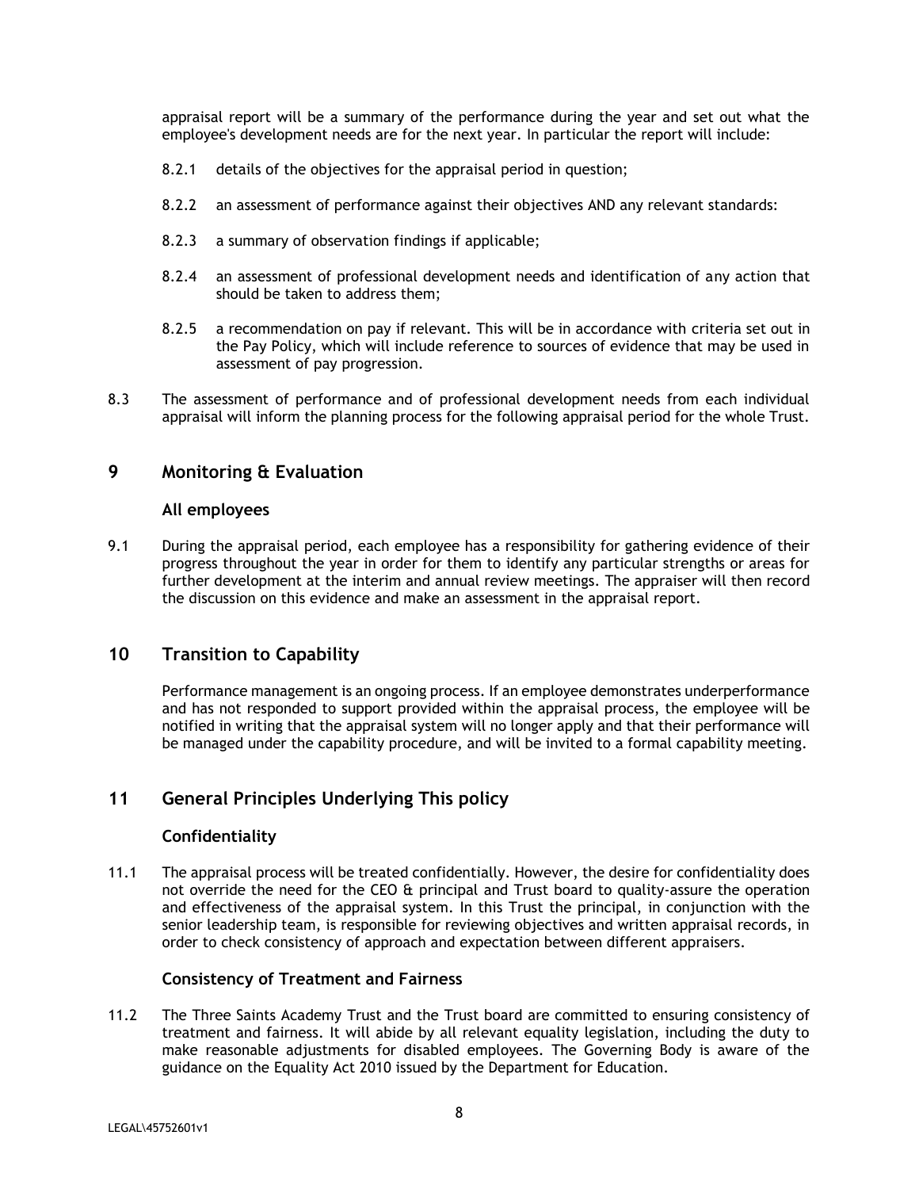appraisal report will be a summary of the performance during the year and set out what the employee's development needs are for the next year. In particular the report will include:

8.2.1 details of the objectives for the appraisal period in question;

8.2.2 an assessment of performance against their objectives AND any relevant standards:

8.2.3 a summary of observation findings if applicable;

8.2.4 an assessment of professional development needs and identification of any action that should be taken to address them;

8.2.5 a recommendation on pay if relevant. This will be in accordance with criteria set out in the Pay Policy, which will include reference to sources of evidence that may be used in assessment of pay progression.

8.3 The assessment of performance and of professional development needs from each individual appraisal will inform the planning process for the following appraisal period for the whole Trust.

## 9 Monitoring & Evaluation

### All employees

9.1 During the appraisal period, each employee has a responsibility for gathering evidence of their progress throughout the year in order for them to identify any particular strengths or areas for further development at the interim and annual review meetings. The appraiser will then record the discussion on this evidence and make an assessment in the appraisal report.

## 10 Transition to Capability

Performance management is an ongoing process. If an employee demonstrates underperformance and has not responded to support provided within the appraisal process, the employee will be notified in writing that the appraisal system will no longer apply and that their performance will be managed under the capability procedure, and will be invited to a formal capability meeting.

## 11 General Principles Underlying This policy

### Confidentiality

11.1 The appraisal process will be treated confidentially. However, the desire for confidentiality does not override the need for the CEO & principal and Trust board to quality-assure the operation and effectiveness of the appraisal system. In this Trust the principal, in conjunction with the senior leadership team, is responsible for reviewing objectives and written appraisal records, in order to check consistency of approach and expectation between different appraisers.

### Consistency of Treatment and Fairness

11.2 The Three Saints Academy Trust and the Trust board are committed to ensuring consistency of treatment and fairness. It will abide by all relevant equality legislation, including the duty to make reasonable adjustments for disabled employees. The Governing Body is aware of the guidance on the Equality Act 2010 issued by the Department for Education.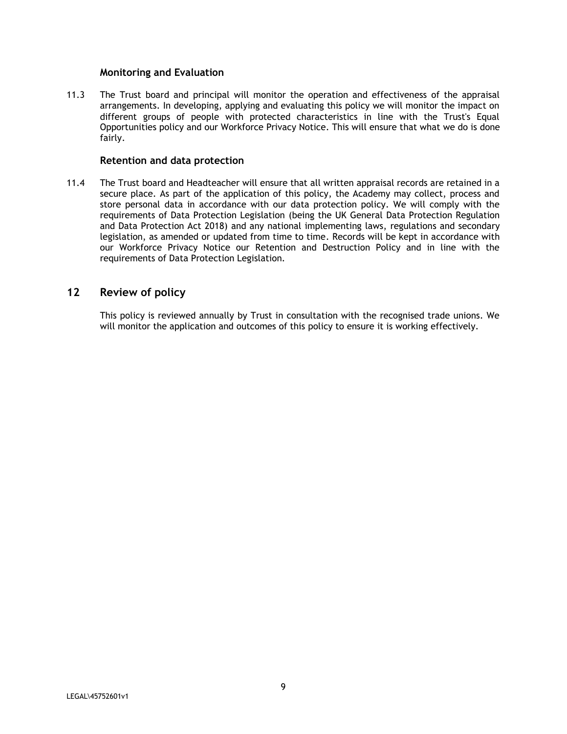### Monitoring and Evaluation

11.3 The Trust board and principal will monitor the operation and effectiveness of the appraisal arrangements. In developing, applying and evaluating this policy we will monitor the impact on different groups of people with protected characteristics in line with the Trust's Equal Opportunities policy and our Workforce Privacy Notice. This will ensure that what we do is done fairly.

### Retention and data protection

11.4 The Trust board and Headteacher will ensure that all written appraisal records are retained in a secure place. As part of the application of this policy, the Academy may collect, process and store personal data in accordance with our data protection policy. We will comply with the requirements of Data Protection Legislation (being the UK General Data Protection Regulation and Data Protection Act 2018) and any national implementing laws, regulations and secondary legislation, as amended or updated from time to time. Records will be kept in accordance with our Workforce Privacy Notice our Retention and Destruction Policy and in line with the requirements of Data Protection Legislation.

## 12 Review of policy

This policy is reviewed annually by Trust in consultation with the recognised trade unions. We will monitor the application and outcomes of this policy to ensure it is working effectively.

LEGAL\45752601v1